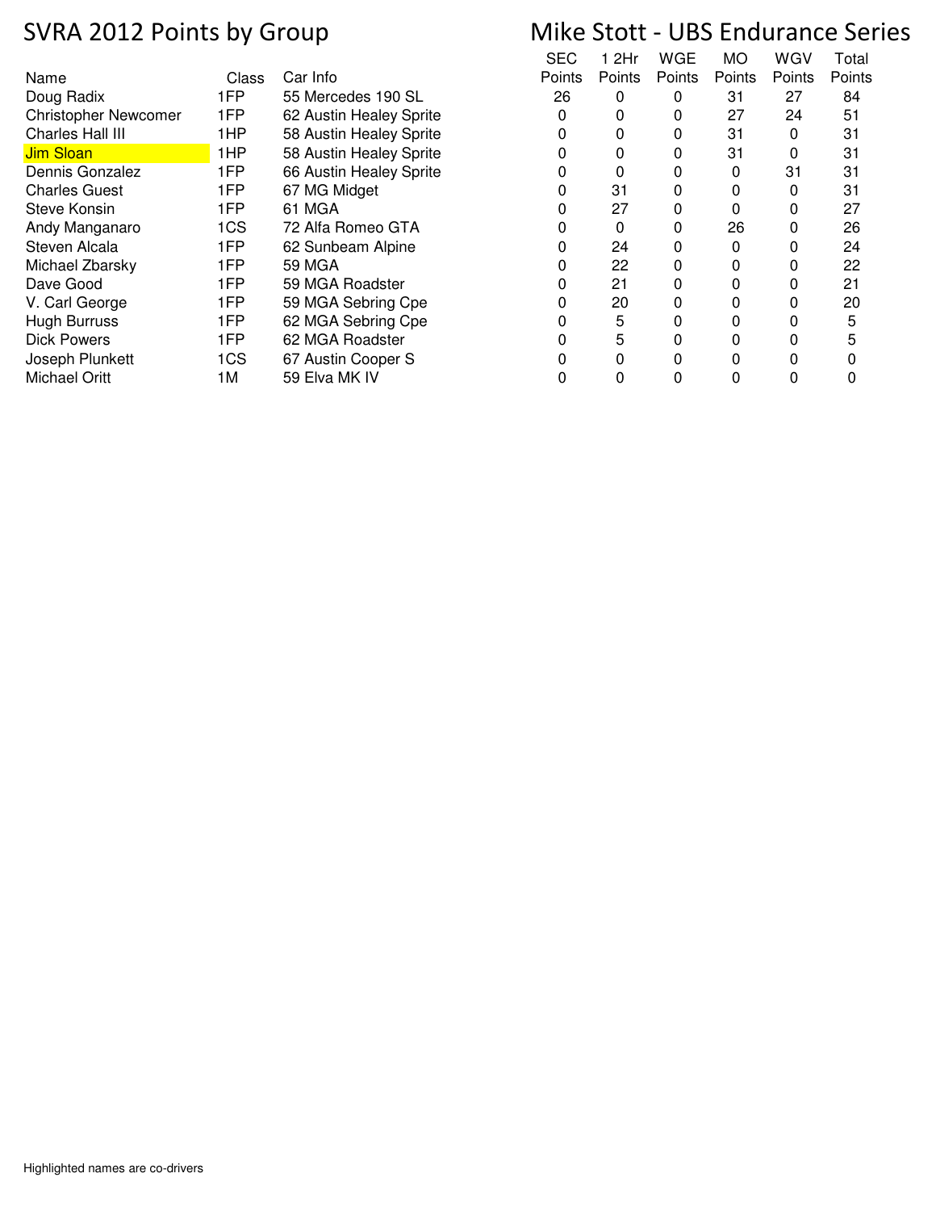# SVRA 2012 Points by Group

## Mike Stott - UBS Endurance Series

| Name | Class | Car Info | SEC Points | 1 2Hr Points | WGE Points | MO Points | WGV Points | Total Points |
|---|---|---|---|---|---|---|---|---|
| Doug Radix | 1FP | 55 Mercedes 190 SL | 26 | 0 | 0 | 31 | 27 | 84 |
| Christopher Newcomer | 1FP | 62 Austin Healey Sprite | 0 | 0 | 0 | 27 | 24 | 51 |
| Charles Hall III | 1HP | 58 Austin Healey Sprite | 0 | 0 | 0 | 31 | 0 | 31 |
| Jim Sloan | 1HP | 58 Austin Healey Sprite | 0 | 0 | 0 | 31 | 0 | 31 |
| Dennis Gonzalez | 1FP | 66 Austin Healey Sprite | 0 | 0 | 0 | 0 | 31 | 31 |
| Charles Guest | 1FP | 67 MG Midget | 0 | 31 | 0 | 0 | 0 | 31 |
| Steve Konsin | 1FP | 61 MGA | 0 | 27 | 0 | 0 | 0 | 27 |
| Andy Manganaro | 1CS | 72 Alfa Romeo GTA | 0 | 0 | 0 | 26 | 0 | 26 |
| Steven Alcala | 1FP | 62 Sunbeam Alpine | 0 | 24 | 0 | 0 | 0 | 24 |
| Michael Zbarsky | 1FP | 59 MGA | 0 | 22 | 0 | 0 | 0 | 22 |
| Dave Good | 1FP | 59 MGA Roadster | 0 | 21 | 0 | 0 | 0 | 21 |
| V. Carl George | 1FP | 59 MGA Sebring Cpe | 0 | 20 | 0 | 0 | 0 | 20 |
| Hugh Burruss | 1FP | 62 MGA Sebring Cpe | 0 | 5 | 0 | 0 | 0 | 5 |
| Dick Powers | 1FP | 62 MGA Roadster | 0 | 5 | 0 | 0 | 0 | 5 |
| Joseph Plunkett | 1CS | 67 Austin Cooper S | 0 | 0 | 0 | 0 | 0 | 0 |
| Michael Oritt | 1M | 59 Elva MK IV | 0 | 0 | 0 | 0 | 0 | 0 |

Highlighted names are co-drivers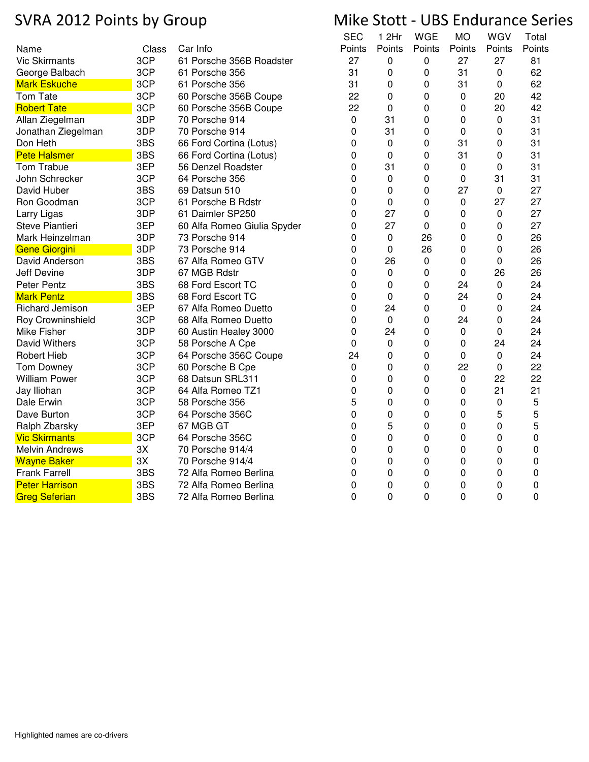# SVRA 2012 Points by Group

# Mike Stott - UBS Endurance Series

| Name | Class | Car Info | SEC Points | 1 2Hr Points | WGE Points | MO Points | WGV Points | Total Points |
|---|---|---|---|---|---|---|---|---|
| Vic Skirmants | 3CP | 61 Porsche 356B Roadster | 27 | 0 | 0 | 27 | 27 | 81 |
| George Balbach | 3CP | 61 Porsche 356 | 31 | 0 | 0 | 31 | 0 | 62 |
| Mark Eskuche | 3CP | 61 Porsche 356 | 31 | 0 | 0 | 31 | 0 | 62 |
| Tom Tate | 3CP | 60 Porsche 356B Coupe | 22 | 0 | 0 | 0 | 20 | 42 |
| Robert Tate | 3CP | 60 Porsche 356B Coupe | 22 | 0 | 0 | 0 | 20 | 42 |
| Allan Ziegelman | 3DP | 70 Porsche 914 | 0 | 31 | 0 | 0 | 0 | 31 |
| Jonathan Ziegelman | 3DP | 70 Porsche 914 | 0 | 31 | 0 | 0 | 0 | 31 |
| Don Heth | 3BS | 66 Ford Cortina (Lotus) | 0 | 0 | 0 | 31 | 0 | 31 |
| Pete Halsmer | 3BS | 66 Ford Cortina (Lotus) | 0 | 0 | 0 | 31 | 0 | 31 |
| Tom Trabue | 3EP | 56 Denzel Roadster | 0 | 31 | 0 | 0 | 0 | 31 |
| John Schrecker | 3CP | 64 Porsche 356 | 0 | 0 | 0 | 0 | 31 | 31 |
| David Huber | 3BS | 69 Datsun 510 | 0 | 0 | 0 | 27 | 0 | 27 |
| Ron Goodman | 3CP | 61 Porsche B Rdstr | 0 | 0 | 0 | 0 | 27 | 27 |
| Larry Ligas | 3DP | 61 Daimler SP250 | 0 | 27 | 0 | 0 | 0 | 27 |
| Steve Piantieri | 3EP | 60 Alfa Romeo Giulia Spyder | 0 | 27 | 0 | 0 | 0 | 27 |
| Mark Heinzelman | 3DP | 73 Porsche 914 | 0 | 0 | 26 | 0 | 0 | 26 |
| Gene Giorgini | 3DP | 73 Porsche 914 | 0 | 0 | 26 | 0 | 0 | 26 |
| David Anderson | 3BS | 67 Alfa Romeo GTV | 0 | 26 | 0 | 0 | 0 | 26 |
| Jeff Devine | 3DP | 67 MGB Rdstr | 0 | 0 | 0 | 0 | 26 | 26 |
| Peter Pentz | 3BS | 68 Ford Escort TC | 0 | 0 | 0 | 24 | 0 | 24 |
| Mark Pentz | 3BS | 68 Ford Escort TC | 0 | 0 | 0 | 24 | 0 | 24 |
| Richard Jemison | 3EP | 67 Alfa Romeo Duetto | 0 | 24 | 0 | 0 | 0 | 24 |
| Roy Crowninshield | 3CP | 68 Alfa Romeo Duetto | 0 | 0 | 0 | 24 | 0 | 24 |
| Mike Fisher | 3DP | 60 Austin Healey 3000 | 0 | 24 | 0 | 0 | 0 | 24 |
| David Withers | 3CP | 58 Porsche A Cpe | 0 | 0 | 0 | 0 | 24 | 24 |
| Robert Hieb | 3CP | 64 Porsche 356C Coupe | 24 | 0 | 0 | 0 | 0 | 24 |
| Tom Downey | 3CP | 60 Porsche B Cpe | 0 | 0 | 0 | 22 | 0 | 22 |
| William Power | 3CP | 68 Datsun SRL311 | 0 | 0 | 0 | 0 | 22 | 22 |
| Jay Iliohan | 3CP | 64 Alfa Romeo TZ1 | 0 | 0 | 0 | 0 | 21 | 21 |
| Dale Erwin | 3CP | 58 Porsche 356 | 5 | 0 | 0 | 0 | 0 | 5 |
| Dave Burton | 3CP | 64 Porsche 356C | 0 | 0 | 0 | 0 | 5 | 5 |
| Ralph Zbarsky | 3EP | 67 MGB GT | 0 | 5 | 0 | 0 | 0 | 5 |
| Vic Skirmants | 3CP | 64 Porsche 356C | 0 | 0 | 0 | 0 | 0 | 0 |
| Melvin Andrews | 3X | 70 Porsche 914/4 | 0 | 0 | 0 | 0 | 0 | 0 |
| Wayne Baker | 3X | 70 Porsche 914/4 | 0 | 0 | 0 | 0 | 0 | 0 |
| Frank Farrell | 3BS | 72 Alfa Romeo Berlina | 0 | 0 | 0 | 0 | 0 | 0 |
| Peter Harrison | 3BS | 72 Alfa Romeo Berlina | 0 | 0 | 0 | 0 | 0 | 0 |
| Greg Seferian | 3BS | 72 Alfa Romeo Berlina | 0 | 0 | 0 | 0 | 0 | 0 |

Highlighted names are co-drivers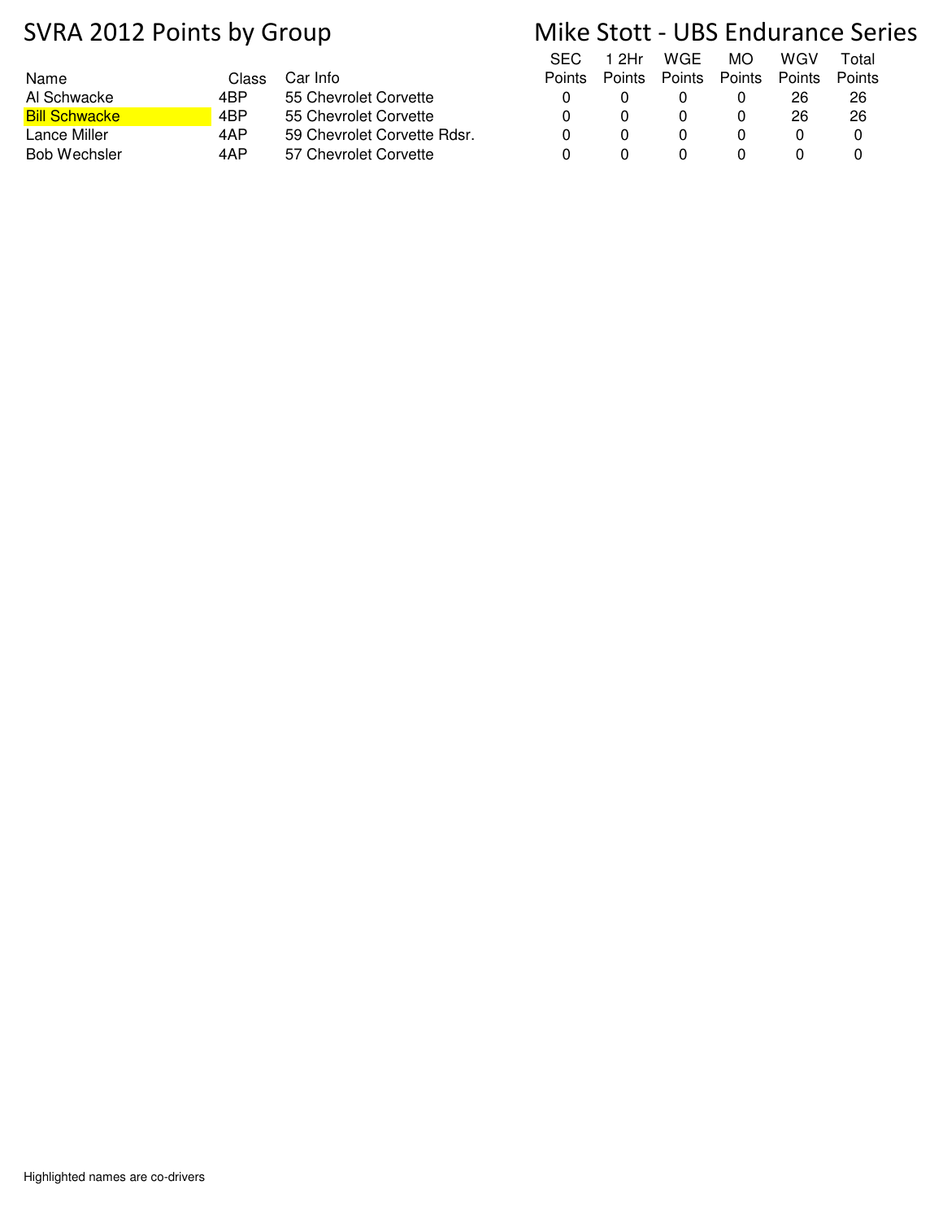# SVRA 2012 Points by Group

# Mike Stott - UBS Endurance Series

| Name | Class | Car Info | SEC Points | 1 2Hr Points | WGE Points | MO Points | WGV Points | Total Points |
|---|---|---|---|---|---|---|---|---|
| Al Schwacke | 4BP | 55 Chevrolet Corvette | 0 | 0 | 0 | 0 | 26 | 26 |
| Bill Schwacke | 4BP | 55 Chevrolet Corvette | 0 | 0 | 0 | 0 | 26 | 26 |
| Lance Miller | 4AP | 59 Chevrolet Corvette Rdsr. | 0 | 0 | 0 | 0 | 0 | 0 |
| Bob Wechsler | 4AP | 57 Chevrolet Corvette | 0 | 0 | 0 | 0 | 0 | 0 |

Highlighted names are co-drivers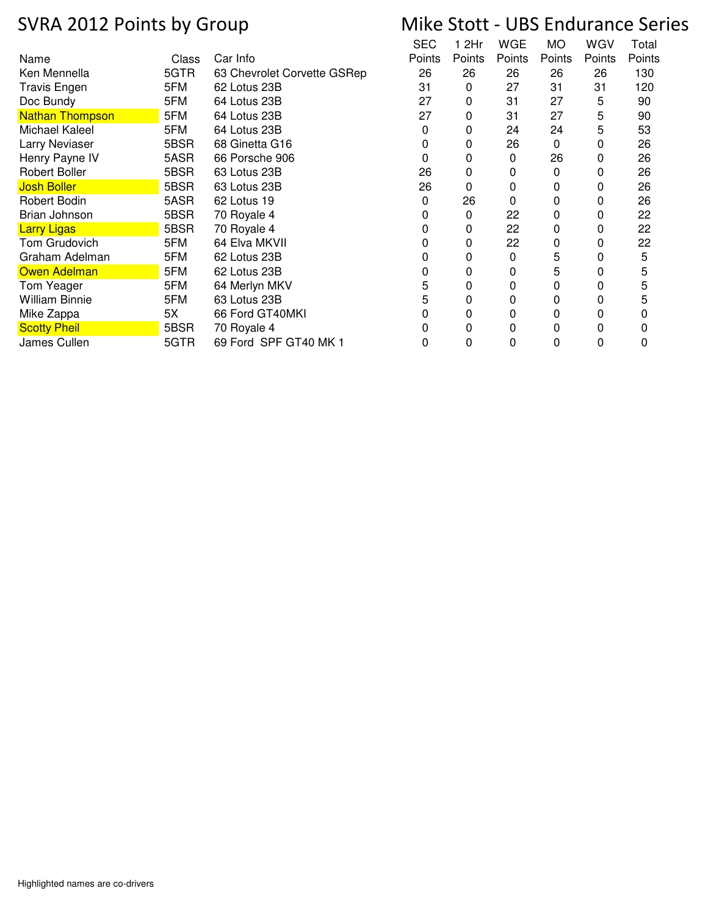# SVRA 2012 Points by Group

# Mike Stott - UBS Endurance Series

| Name | Class | Car Info | SEC Points | 1 2Hr Points | WGE Points | MO Points | WGV Points | Total Points |
|---|---|---|---|---|---|---|---|---|
| Ken Mennella | 5GTR | 63 Chevrolet Corvette GSRep | 26 | 26 | 26 | 26 | 26 | 130 |
| Travis Engen | 5FM | 62 Lotus 23B | 31 | 0 | 27 | 31 | 31 | 120 |
| Doc Bundy | 5FM | 64 Lotus 23B | 27 | 0 | 31 | 27 | 5 | 90 |
| Nathan Thompson | 5FM | 64 Lotus 23B | 27 | 0 | 31 | 27 | 5 | 90 |
| Michael Kaleel | 5FM | 64 Lotus 23B | 0 | 0 | 24 | 24 | 5 | 53 |
| Larry Neviaser | 5BSR | 68 Ginetta G16 | 0 | 0 | 26 | 0 | 0 | 26 |
| Henry Payne IV | 5ASR | 66 Porsche 906 | 0 | 0 | 0 | 26 | 0 | 26 |
| Robert Boller | 5BSR | 63 Lotus 23B | 26 | 0 | 0 | 0 | 0 | 26 |
| Josh Boller | 5BSR | 63 Lotus 23B | 26 | 0 | 0 | 0 | 0 | 26 |
| Robert Bodin | 5ASR | 62 Lotus 19 | 0 | 26 | 0 | 0 | 0 | 26 |
| Brian Johnson | 5BSR | 70 Royale 4 | 0 | 0 | 22 | 0 | 0 | 22 |
| Larry Ligas | 5BSR | 70 Royale 4 | 0 | 0 | 22 | 0 | 0 | 22 |
| Tom Grudovich | 5FM | 64 Elva MKVII | 0 | 0 | 22 | 0 | 0 | 22 |
| Graham Adelman | 5FM | 62 Lotus 23B | 0 | 0 | 0 | 5 | 0 | 5 |
| Owen Adelman | 5FM | 62 Lotus 23B | 0 | 0 | 0 | 5 | 0 | 5 |
| Tom Yeager | 5FM | 64 Merlyn MKV | 5 | 0 | 0 | 0 | 0 | 5 |
| William Binnie | 5FM | 63 Lotus 23B | 5 | 0 | 0 | 0 | 0 | 5 |
| Mike Zappa | 5X | 66 Ford GT40MKI | 0 | 0 | 0 | 0 | 0 | 0 |
| Scotty Pheil | 5BSR | 70 Royale 4 | 0 | 0 | 0 | 0 | 0 | 0 |
| James Cullen | 5GTR | 69 Ford SPF GT40 MK 1 | 0 | 0 | 0 | 0 | 0 | 0 |

Highlighted names are co-drivers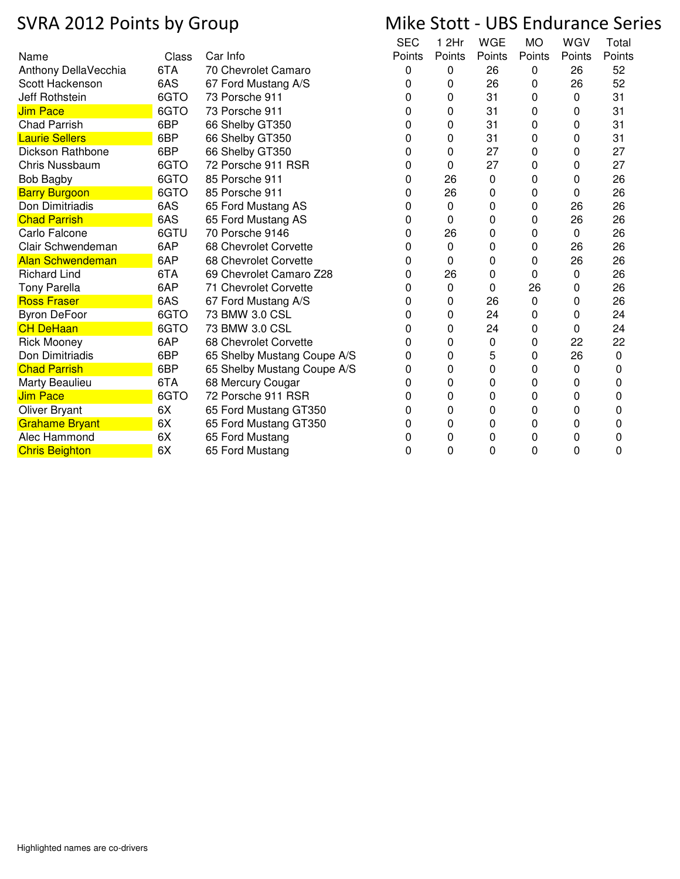# SVRA 2012 Points by Group

# Mike Stott - UBS Endurance Series

| Name | Class | Car Info | SEC Points | 1 2Hr Points | WGE Points | MO Points | WGV Points | Total Points |
|---|---|---|---|---|---|---|---|---|
| Anthony DellaVecchia | 6TA | 70 Chevrolet Camaro | 0 | 0 | 26 | 0 | 26 | 52 |
| Scott Hackenson | 6AS | 67 Ford Mustang A/S | 0 | 0 | 26 | 0 | 26 | 52 |
| Jeff Rothstein | 6GTO | 73 Porsche 911 | 0 | 0 | 31 | 0 | 0 | 31 |
| Jim Pace | 6GTO | 73 Porsche 911 | 0 | 0 | 31 | 0 | 0 | 31 |
| Chad Parrish | 6BP | 66 Shelby GT350 | 0 | 0 | 31 | 0 | 0 | 31 |
| Laurie Sellers | 6BP | 66 Shelby GT350 | 0 | 0 | 31 | 0 | 0 | 31 |
| Dickson Rathbone | 6BP | 66 Shelby GT350 | 0 | 0 | 27 | 0 | 0 | 27 |
| Chris Nussbaum | 6GTO | 72 Porsche 911 RSR | 0 | 0 | 27 | 0 | 0 | 27 |
| Bob Bagby | 6GTO | 85 Porsche 911 | 0 | 26 | 0 | 0 | 0 | 26 |
| Barry Burgoon | 6GTO | 85 Porsche 911 | 0 | 26 | 0 | 0 | 0 | 26 |
| Don Dimitriadis | 6AS | 65 Ford Mustang AS | 0 | 0 | 0 | 0 | 26 | 26 |
| Chad Parrish | 6AS | 65 Ford Mustang AS | 0 | 0 | 0 | 0 | 26 | 26 |
| Carlo Falcone | 6GTU | 70 Porsche 9146 | 0 | 26 | 0 | 0 | 0 | 26 |
| Clair Schwendeman | 6AP | 68 Chevrolet Corvette | 0 | 0 | 0 | 0 | 26 | 26 |
| Alan Schwendeman | 6AP | 68 Chevrolet Corvette | 0 | 0 | 0 | 0 | 26 | 26 |
| Richard Lind | 6TA | 69 Chevrolet Camaro Z28 | 0 | 26 | 0 | 0 | 0 | 26 |
| Tony Parella | 6AP | 71 Chevrolet Corvette | 0 | 0 | 0 | 26 | 0 | 26 |
| Ross Fraser | 6AS | 67 Ford Mustang A/S | 0 | 0 | 26 | 0 | 0 | 26 |
| Byron DeFoor | 6GTO | 73 BMW 3.0 CSL | 0 | 0 | 24 | 0 | 0 | 24 |
| CH DeHaan | 6GTO | 73 BMW 3.0 CSL | 0 | 0 | 24 | 0 | 0 | 24 |
| Rick Mooney | 6AP | 68 Chevrolet Corvette | 0 | 0 | 0 | 0 | 22 | 22 |
| Don Dimitriadis | 6BP | 65 Shelby Mustang Coupe A/S | 0 | 0 | 5 | 0 | 26 | 0 |
| Chad Parrish | 6BP | 65 Shelby Mustang Coupe A/S | 0 | 0 | 0 | 0 | 0 | 0 |
| Marty Beaulieu | 6TA | 68 Mercury Cougar | 0 | 0 | 0 | 0 | 0 | 0 |
| Jim Pace | 6GTO | 72 Porsche 911 RSR | 0 | 0 | 0 | 0 | 0 | 0 |
| Oliver Bryant | 6X | 65 Ford Mustang GT350 | 0 | 0 | 0 | 0 | 0 | 0 |
| Grahame Bryant | 6X | 65 Ford Mustang GT350 | 0 | 0 | 0 | 0 | 0 | 0 |
| Alec Hammond | 6X | 65 Ford Mustang | 0 | 0 | 0 | 0 | 0 | 0 |
| Chris Beighton | 6X | 65 Ford Mustang | 0 | 0 | 0 | 0 | 0 | 0 |

Highlighted names are co-drivers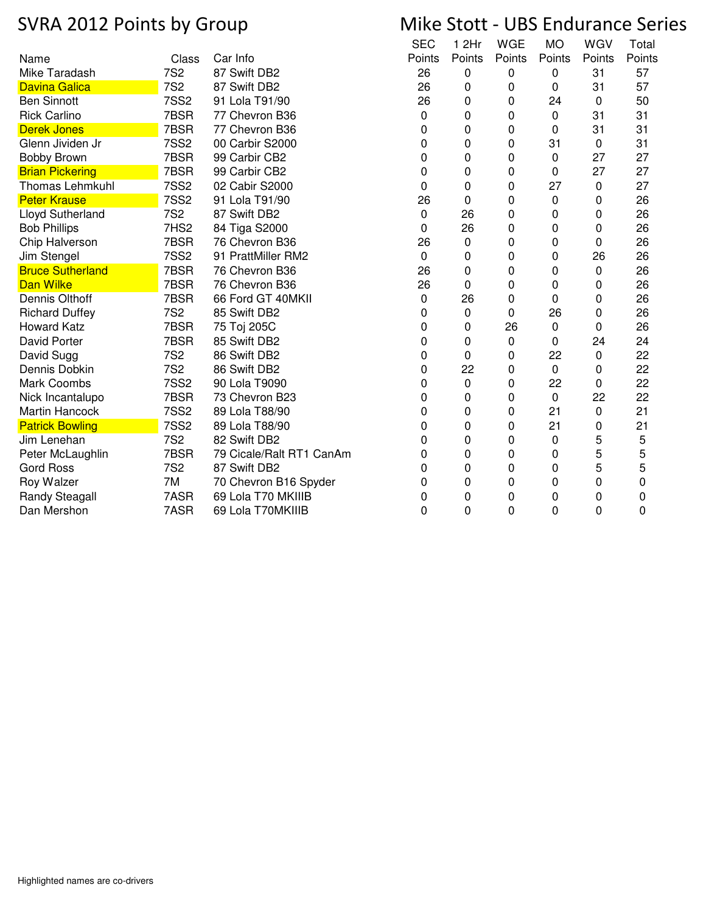# SVRA 2012 Points by Group

# Mike Stott - UBS Endurance Series

| Name | Class | Car Info | SEC Points | 1 2Hr Points | WGE Points | MO Points | WGV Points | Total Points |
|---|---|---|---|---|---|---|---|---|
| Mike Taradash | 7S2 | 87 Swift DB2 | 26 | 0 | 0 | 0 | 31 | 57 |
| Davina Galica | 7S2 | 87 Swift DB2 | 26 | 0 | 0 | 0 | 31 | 57 |
| Ben Sinnott | 7SS2 | 91 Lola T91/90 | 26 | 0 | 0 | 24 | 0 | 50 |
| Rick Carlino | 7BSR | 77 Chevron B36 | 0 | 0 | 0 | 0 | 31 | 31 |
| Derek Jones | 7BSR | 77 Chevron B36 | 0 | 0 | 0 | 0 | 31 | 31 |
| Glenn Jividen Jr | 7SS2 | 00 Carbir S2000 | 0 | 0 | 0 | 31 | 0 | 31 |
| Bobby Brown | 7BSR | 99 Carbir CB2 | 0 | 0 | 0 | 0 | 27 | 27 |
| Brian Pickering | 7BSR | 99 Carbir CB2 | 0 | 0 | 0 | 0 | 27 | 27 |
| Thomas Lehmkuhl | 7SS2 | 02 Cabir S2000 | 0 | 0 | 0 | 27 | 0 | 27 |
| Peter Krause | 7SS2 | 91 Lola T91/90 | 26 | 0 | 0 | 0 | 0 | 26 |
| Lloyd Sutherland | 7S2 | 87 Swift DB2 | 0 | 26 | 0 | 0 | 0 | 26 |
| Bob Phillips | 7HS2 | 84 Tiga S2000 | 0 | 26 | 0 | 0 | 0 | 26 |
| Chip Halverson | 7BSR | 76 Chevron B36 | 26 | 0 | 0 | 0 | 0 | 26 |
| Jim Stengel | 7SS2 | 91 PrattMiller RM2 | 0 | 0 | 0 | 0 | 26 | 26 |
| Bruce Sutherland | 7BSR | 76 Chevron B36 | 26 | 0 | 0 | 0 | 0 | 26 |
| Dan Wilke | 7BSR | 76 Chevron B36 | 26 | 0 | 0 | 0 | 0 | 26 |
| Dennis Olthoff | 7BSR | 66 Ford GT 40MKII | 0 | 26 | 0 | 0 | 0 | 26 |
| Richard Duffey | 7S2 | 85 Swift DB2 | 0 | 0 | 0 | 26 | 0 | 26 |
| Howard Katz | 7BSR | 75 Toj 205C | 0 | 0 | 26 | 0 | 0 | 26 |
| David Porter | 7BSR | 85 Swift DB2 | 0 | 0 | 0 | 0 | 24 | 24 |
| David Sugg | 7S2 | 86 Swift DB2 | 0 | 0 | 0 | 22 | 0 | 22 |
| Dennis Dobkin | 7S2 | 86 Swift DB2 | 0 | 22 | 0 | 0 | 0 | 22 |
| Mark Coombs | 7SS2 | 90 Lola T9090 | 0 | 0 | 0 | 22 | 0 | 22 |
| Nick Incantalupo | 7BSR | 73 Chevron B23 | 0 | 0 | 0 | 0 | 22 | 22 |
| Martin Hancock | 7SS2 | 89 Lola T88/90 | 0 | 0 | 0 | 21 | 0 | 21 |
| Patrick Bowling | 7SS2 | 89 Lola T88/90 | 0 | 0 | 0 | 21 | 0 | 21 |
| Jim Lenehan | 7S2 | 82 Swift DB2 | 0 | 0 | 0 | 0 | 5 | 5 |
| Peter McLaughlin | 7BSR | 79 Cicale/Ralt RT1 CanAm | 0 | 0 | 0 | 0 | 5 | 5 |
| Gord Ross | 7S2 | 87 Swift DB2 | 0 | 0 | 0 | 0 | 5 | 5 |
| Roy Walzer | 7M | 70 Chevron B16 Spyder | 0 | 0 | 0 | 0 | 0 | 0 |
| Randy Steagall | 7ASR | 69 Lola T70 MKIIIB | 0 | 0 | 0 | 0 | 0 | 0 |
| Dan Mershon | 7ASR | 69 Lola T70MKIIIB | 0 | 0 | 0 | 0 | 0 | 0 |

Highlighted names are co-drivers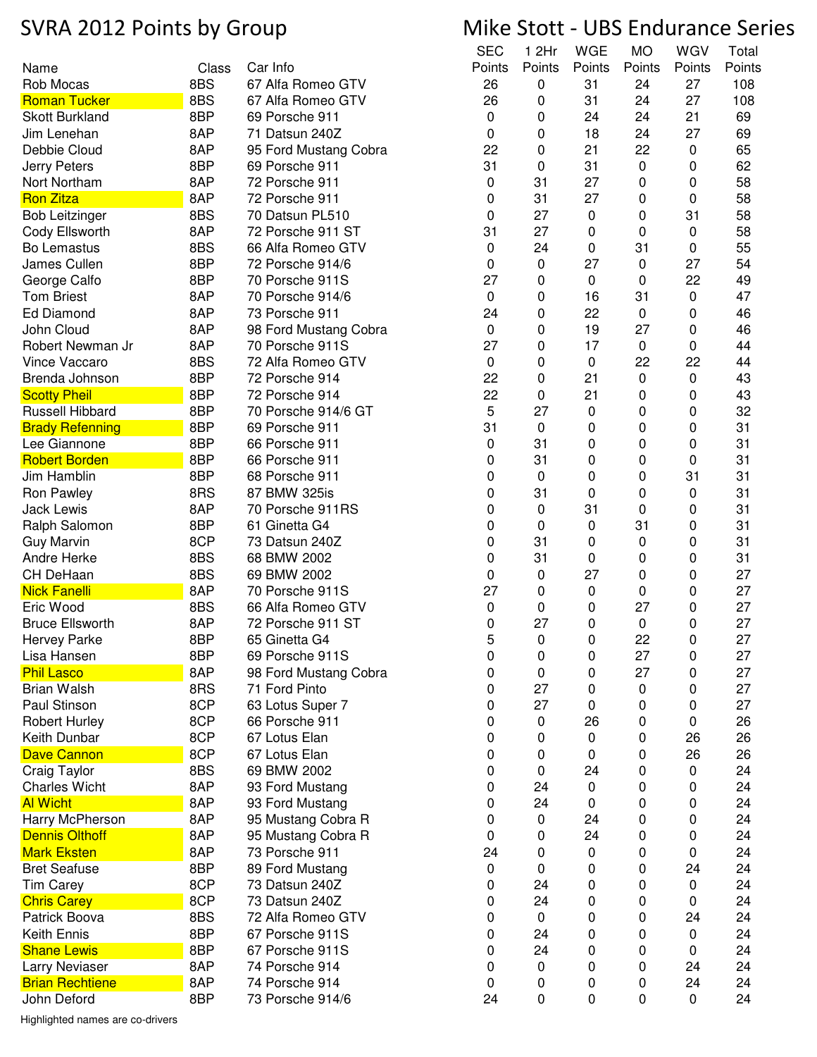# SVRA 2012 Points by Group

## Mike Stott - UBS Endurance Series

| Name | Class | Car Info | SEC Points | 1 2Hr Points | WGE Points | MO Points | WGV Points | Total Points |
|---|---|---|---|---|---|---|---|---|
| Rob Mocas | 8BS | 67 Alfa Romeo GTV | 26 | 0 | 31 | 24 | 27 | 108 |
| Roman Tucker | 8BS | 67 Alfa Romeo GTV | 26 | 0 | 31 | 24 | 27 | 108 |
| Skott Burkland | 8BP | 69 Porsche 911 | 0 | 0 | 24 | 24 | 21 | 69 |
| Jim Lenehan | 8AP | 71 Datsun 240Z | 0 | 0 | 18 | 24 | 27 | 69 |
| Debbie Cloud | 8AP | 95 Ford Mustang Cobra | 22 | 0 | 21 | 22 | 0 | 65 |
| Jerry Peters | 8BP | 69 Porsche 911 | 31 | 0 | 31 | 0 | 0 | 62 |
| Nort Northam | 8AP | 72 Porsche 911 | 0 | 31 | 27 | 0 | 0 | 58 |
| Ron Zitza | 8AP | 72 Porsche 911 | 0 | 31 | 27 | 0 | 0 | 58 |
| Bob Leitzinger | 8BS | 70 Datsun PL510 | 0 | 27 | 0 | 0 | 31 | 58 |
| Cody Ellsworth | 8AP | 72 Porsche 911 ST | 31 | 27 | 0 | 0 | 0 | 58 |
| Bo Lemastus | 8BS | 66 Alfa Romeo GTV | 0 | 24 | 0 | 31 | 0 | 55 |
| James Cullen | 8BP | 72 Porsche 914/6 | 0 | 0 | 27 | 0 | 27 | 54 |
| George Calfo | 8BP | 70 Porsche 911S | 27 | 0 | 0 | 0 | 22 | 49 |
| Tom Briest | 8AP | 70 Porsche 914/6 | 0 | 0 | 16 | 31 | 0 | 47 |
| Ed Diamond | 8AP | 73 Porsche 911 | 24 | 0 | 22 | 0 | 0 | 46 |
| John Cloud | 8AP | 98 Ford Mustang Cobra | 0 | 0 | 19 | 27 | 0 | 46 |
| Robert Newman Jr | 8AP | 70 Porsche 911S | 27 | 0 | 17 | 0 | 0 | 44 |
| Vince Vaccaro | 8BS | 72 Alfa Romeo GTV | 0 | 0 | 0 | 22 | 22 | 44 |
| Brenda Johnson | 8BP | 72 Porsche 914 | 22 | 0 | 21 | 0 | 0 | 43 |
| Scotty Pheil | 8BP | 72 Porsche 914 | 22 | 0 | 21 | 0 | 0 | 43 |
| Russell Hibbard | 8BP | 70 Porsche 914/6 GT | 5 | 27 | 0 | 0 | 0 | 32 |
| Brady Refenning | 8BP | 69 Porsche 911 | 31 | 0 | 0 | 0 | 0 | 31 |
| Lee Giannone | 8BP | 66 Porsche 911 | 0 | 31 | 0 | 0 | 0 | 31 |
| Robert Borden | 8BP | 66 Porsche 911 | 0 | 31 | 0 | 0 | 0 | 31 |
| Jim Hamblin | 8BP | 68 Porsche 911 | 0 | 0 | 0 | 0 | 31 | 31 |
| Ron Pawley | 8RS | 87 BMW 325is | 0 | 31 | 0 | 0 | 0 | 31 |
| Jack Lewis | 8AP | 70 Porsche 911RS | 0 | 0 | 31 | 0 | 0 | 31 |
| Ralph Salomon | 8BP | 61 Ginetta G4 | 0 | 0 | 0 | 31 | 0 | 31 |
| Guy Marvin | 8CP | 73 Datsun 240Z | 0 | 31 | 0 | 0 | 0 | 31 |
| Andre Herke | 8BS | 68 BMW 2002 | 0 | 31 | 0 | 0 | 0 | 31 |
| CH DeHaan | 8BS | 69 BMW 2002 | 0 | 0 | 27 | 0 | 0 | 27 |
| Nick Fanelli | 8AP | 70 Porsche 911S | 27 | 0 | 0 | 0 | 0 | 27 |
| Eric Wood | 8BS | 66 Alfa Romeo GTV | 0 | 0 | 0 | 27 | 0 | 27 |
| Bruce Ellsworth | 8AP | 72 Porsche 911 ST | 0 | 27 | 0 | 0 | 0 | 27 |
| Hervey Parke | 8BP | 65 Ginetta G4 | 5 | 0 | 0 | 22 | 0 | 27 |
| Lisa Hansen | 8BP | 69 Porsche 911S | 0 | 0 | 0 | 27 | 0 | 27 |
| Phil Lasco | 8AP | 98 Ford Mustang Cobra | 0 | 0 | 0 | 27 | 0 | 27 |
| Brian Walsh | 8RS | 71 Ford Pinto | 0 | 27 | 0 | 0 | 0 | 27 |
| Paul Stinson | 8CP | 63 Lotus Super 7 | 0 | 27 | 0 | 0 | 0 | 27 |
| Robert Hurley | 8CP | 66 Porsche 911 | 0 | 0 | 26 | 0 | 0 | 26 |
| Keith Dunbar | 8CP | 67 Lotus Elan | 0 | 0 | 0 | 0 | 26 | 26 |
| Dave Cannon | 8CP | 67 Lotus Elan | 0 | 0 | 0 | 0 | 26 | 26 |
| Craig Taylor | 8BS | 69 BMW 2002 | 0 | 0 | 24 | 0 | 0 | 24 |
| Charles Wicht | 8AP | 93 Ford Mustang | 0 | 24 | 0 | 0 | 0 | 24 |
| Al Wicht | 8AP | 93 Ford Mustang | 0 | 24 | 0 | 0 | 0 | 24 |
| Harry McPherson | 8AP | 95 Mustang Cobra R | 0 | 0 | 24 | 0 | 0 | 24 |
| Dennis Olthoff | 8AP | 95 Mustang Cobra R | 0 | 0 | 24 | 0 | 0 | 24 |
| Mark Eksten | 8AP | 73 Porsche 911 | 24 | 0 | 0 | 0 | 0 | 24 |
| Bret Seafuse | 8BP | 89 Ford Mustang | 0 | 0 | 0 | 0 | 24 | 24 |
| Tim Carey | 8CP | 73 Datsun 240Z | 0 | 24 | 0 | 0 | 0 | 24 |
| Chris Carey | 8CP | 73 Datsun 240Z | 0 | 24 | 0 | 0 | 0 | 24 |
| Patrick Boova | 8BS | 72 Alfa Romeo GTV | 0 | 0 | 0 | 0 | 24 | 24 |
| Keith Ennis | 8BP | 67 Porsche 911S | 0 | 24 | 0 | 0 | 0 | 24 |
| Shane Lewis | 8BP | 67 Porsche 911S | 0 | 24 | 0 | 0 | 0 | 24 |
| Larry Neviaser | 8AP | 74 Porsche 914 | 0 | 0 | 0 | 0 | 24 | 24 |
| Brian Rechtiene | 8AP | 74 Porsche 914 | 0 | 0 | 0 | 0 | 24 | 24 |
| John Deford | 8BP | 73 Porsche 914/6 | 24 | 0 | 0 | 0 | 0 | 24 |

Highlighted names are co-drivers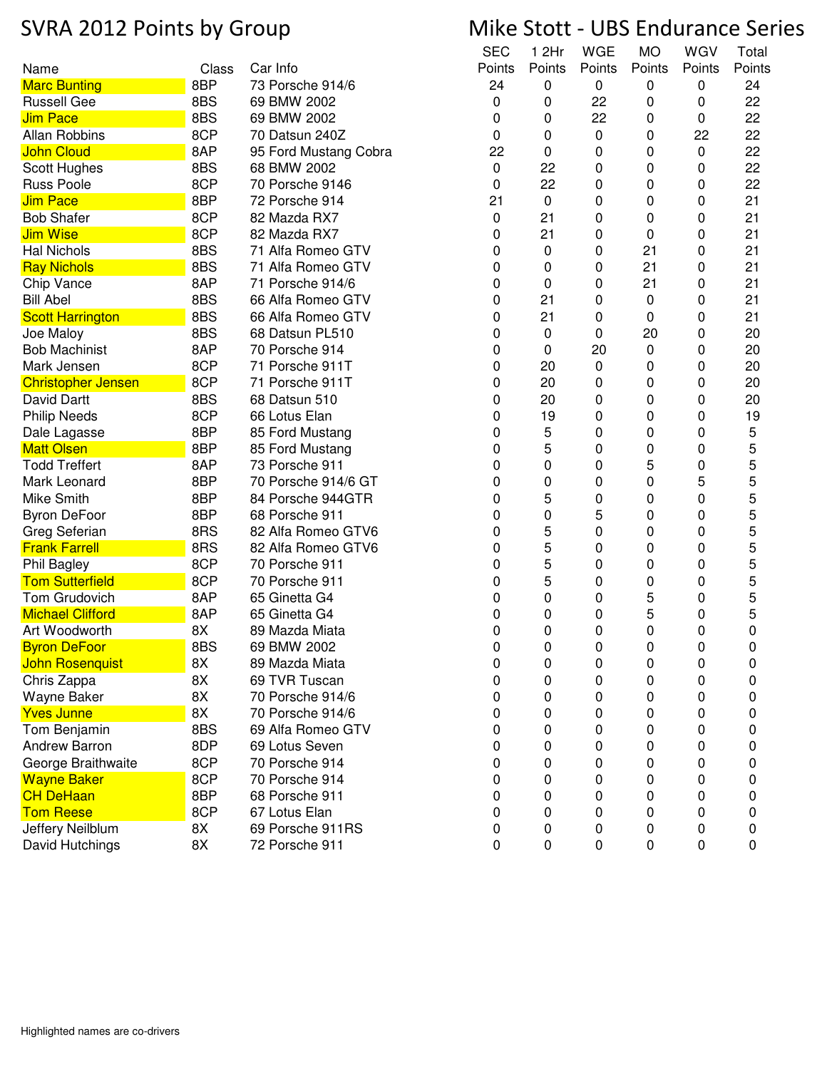# SVRA 2012 Points by Group

# Mike Stott - UBS Endurance Series

| Name | Class | Car Info | SEC Points | 1 2Hr Points | WGE Points | MO Points | WGV Points | Total Points |
|---|---|---|---|---|---|---|---|---|
| Marc Bunting | 8BP | 73 Porsche 914/6 | 24 | 0 | 0 | 0 | 0 | 24 |
| Russell Gee | 8BS | 69 BMW 2002 | 0 | 0 | 22 | 0 | 0 | 22 |
| Jim Pace | 8BS | 69 BMW 2002 | 0 | 0 | 22 | 0 | 0 | 22 |
| Allan Robbins | 8CP | 70 Datsun 240Z | 0 | 0 | 0 | 0 | 22 | 22 |
| John Cloud | 8AP | 95 Ford Mustang Cobra | 22 | 0 | 0 | 0 | 0 | 22 |
| Scott Hughes | 8BS | 68 BMW 2002 | 0 | 22 | 0 | 0 | 0 | 22 |
| Russ Poole | 8CP | 70 Porsche 9146 | 0 | 22 | 0 | 0 | 0 | 22 |
| Jim Pace | 8BP | 72 Porsche 914 | 21 | 0 | 0 | 0 | 0 | 21 |
| Bob Shafer | 8CP | 82 Mazda RX7 | 0 | 21 | 0 | 0 | 0 | 21 |
| Jim Wise | 8CP | 82 Mazda RX7 | 0 | 21 | 0 | 0 | 0 | 21 |
| Hal Nichols | 8BS | 71 Alfa Romeo GTV | 0 | 0 | 0 | 21 | 0 | 21 |
| Ray Nichols | 8BS | 71 Alfa Romeo GTV | 0 | 0 | 0 | 21 | 0 | 21 |
| Chip Vance | 8AP | 71 Porsche 914/6 | 0 | 0 | 0 | 21 | 0 | 21 |
| Bill Abel | 8BS | 66 Alfa Romeo GTV | 0 | 21 | 0 | 0 | 0 | 21 |
| Scott Harrington | 8BS | 66 Alfa Romeo GTV | 0 | 21 | 0 | 0 | 0 | 21 |
| Joe Maloy | 8BS | 68 Datsun PL510 | 0 | 0 | 0 | 20 | 0 | 20 |
| Bob Machinist | 8AP | 70 Porsche 914 | 0 | 0 | 20 | 0 | 0 | 20 |
| Mark Jensen | 8CP | 71 Porsche 911T | 0 | 20 | 0 | 0 | 0 | 20 |
| Christopher Jensen | 8CP | 71 Porsche 911T | 0 | 20 | 0 | 0 | 0 | 20 |
| David Dartt | 8BS | 68 Datsun 510 | 0 | 20 | 0 | 0 | 0 | 20 |
| Philip Needs | 8CP | 66 Lotus Elan | 0 | 19 | 0 | 0 | 0 | 19 |
| Dale Lagasse | 8BP | 85 Ford Mustang | 0 | 5 | 0 | 0 | 0 | 5 |
| Matt Olsen | 8BP | 85 Ford Mustang | 0 | 5 | 0 | 0 | 0 | 5 |
| Todd Treffert | 8AP | 73 Porsche 911 | 0 | 0 | 0 | 5 | 0 | 5 |
| Mark Leonard | 8BP | 70 Porsche 914/6 GT | 0 | 0 | 0 | 0 | 5 | 5 |
| Mike Smith | 8BP | 84 Porsche 944GTR | 0 | 5 | 0 | 0 | 0 | 5 |
| Byron DeFoor | 8BP | 68 Porsche 911 | 0 | 0 | 5 | 0 | 0 | 5 |
| Greg Seferian | 8RS | 82 Alfa Romeo GTV6 | 0 | 5 | 0 | 0 | 0 | 5 |
| Frank Farrell | 8RS | 82 Alfa Romeo GTV6 | 0 | 5 | 0 | 0 | 0 | 5 |
| Phil Bagley | 8CP | 70 Porsche 911 | 0 | 5 | 0 | 0 | 0 | 5 |
| Tom Sutterfield | 8CP | 70 Porsche 911 | 0 | 5 | 0 | 0 | 0 | 5 |
| Tom Grudovich | 8AP | 65 Ginetta G4 | 0 | 0 | 0 | 5 | 0 | 5 |
| Michael Clifford | 8AP | 65 Ginetta G4 | 0 | 0 | 0 | 5 | 0 | 5 |
| Art Woodworth | 8X | 89 Mazda Miata | 0 | 0 | 0 | 0 | 0 | 0 |
| Byron DeFoor | 8BS | 69 BMW 2002 | 0 | 0 | 0 | 0 | 0 | 0 |
| John Rosenquist | 8X | 89 Mazda Miata | 0 | 0 | 0 | 0 | 0 | 0 |
| Chris Zappa | 8X | 69 TVR Tuscan | 0 | 0 | 0 | 0 | 0 | 0 |
| Wayne Baker | 8X | 70 Porsche 914/6 | 0 | 0 | 0 | 0 | 0 | 0 |
| Yves Junne | 8X | 70 Porsche 914/6 | 0 | 0 | 0 | 0 | 0 | 0 |
| Tom Benjamin | 8BS | 69 Alfa Romeo GTV | 0 | 0 | 0 | 0 | 0 | 0 |
| Andrew Barron | 8DP | 69 Lotus Seven | 0 | 0 | 0 | 0 | 0 | 0 |
| George Braithwaite | 8CP | 70 Porsche 914 | 0 | 0 | 0 | 0 | 0 | 0 |
| Wayne Baker | 8CP | 70 Porsche 914 | 0 | 0 | 0 | 0 | 0 | 0 |
| CH DeHaan | 8BP | 68 Porsche 911 | 0 | 0 | 0 | 0 | 0 | 0 |
| Tom Reese | 8CP | 67 Lotus Elan | 0 | 0 | 0 | 0 | 0 | 0 |
| Jeffery Neilblum | 8X | 69 Porsche 911RS | 0 | 0 | 0 | 0 | 0 | 0 |
| David Hutchings | 8X | 72 Porsche 911 | 0 | 0 | 0 | 0 | 0 | 0 |

Highlighted names are co-drivers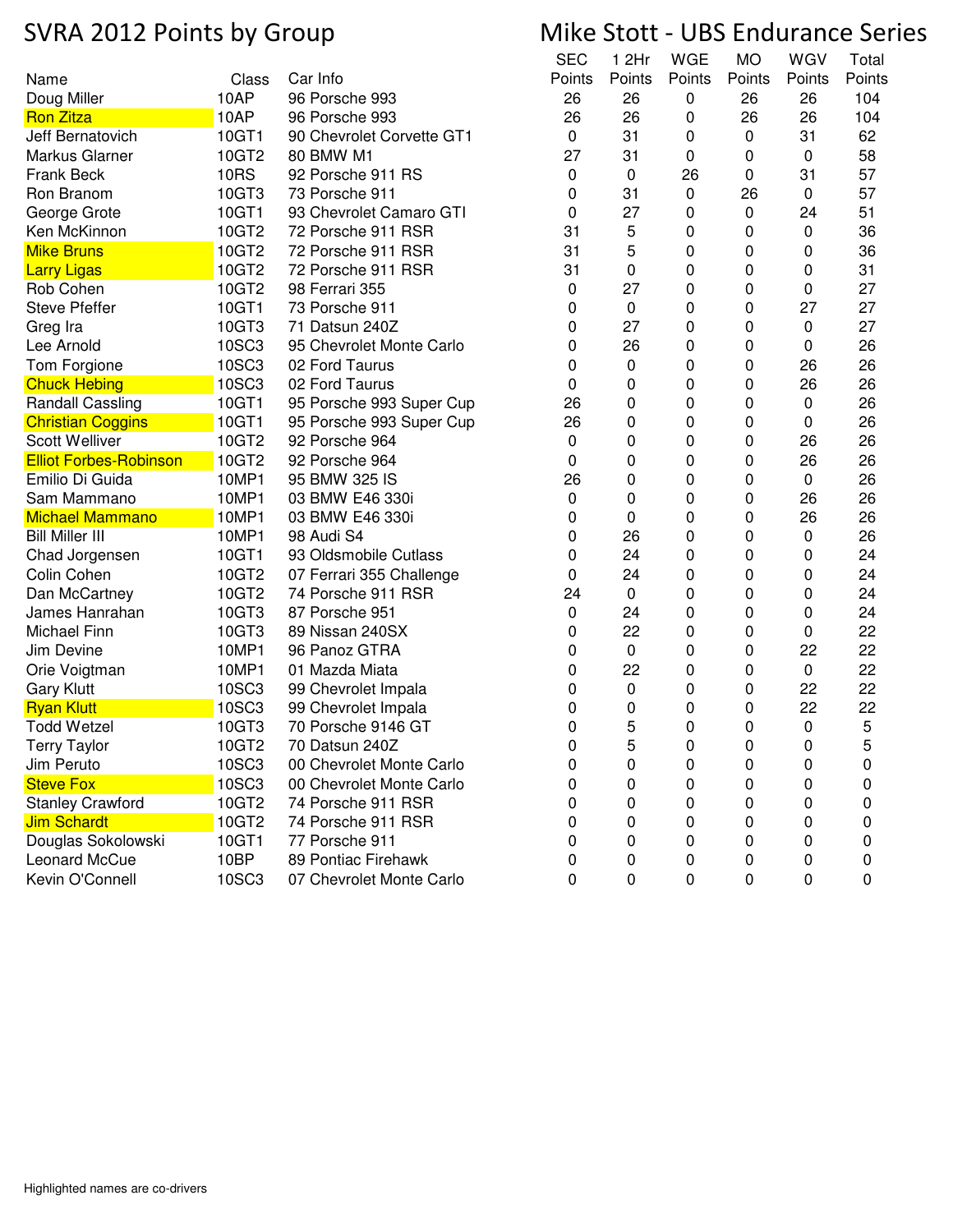# SVRA 2012 Points by Group

## Mike Stott - UBS Endurance Series

| Name | Class | Car Info | SEC Points | 1 2Hr Points | WGE Points | MO Points | WGV Points | Total Points |
|---|---|---|---|---|---|---|---|---|
| Doug Miller | 10AP | 96 Porsche 993 | 26 | 26 | 0 | 26 | 26 | 104 |
| Ron Zitza | 10AP | 96 Porsche 993 | 26 | 26 | 0 | 26 | 26 | 104 |
| Jeff Bernatovich | 10GT1 | 90 Chevrolet Corvette GT1 | 0 | 31 | 0 | 0 | 31 | 62 |
| Markus Glarner | 10GT2 | 80 BMW M1 | 27 | 31 | 0 | 0 | 0 | 58 |
| Frank Beck | 10RS | 92 Porsche 911 RS | 0 | 0 | 26 | 0 | 31 | 57 |
| Ron Branom | 10GT3 | 73 Porsche 911 | 0 | 31 | 0 | 26 | 0 | 57 |
| George Grote | 10GT1 | 93 Chevrolet Camaro GTI | 0 | 27 | 0 | 0 | 24 | 51 |
| Ken McKinnon | 10GT2 | 72 Porsche 911 RSR | 31 | 5 | 0 | 0 | 0 | 36 |
| Mike Bruns | 10GT2 | 72 Porsche 911 RSR | 31 | 5 | 0 | 0 | 0 | 36 |
| Larry Ligas | 10GT2 | 72 Porsche 911 RSR | 31 | 0 | 0 | 0 | 0 | 31 |
| Rob Cohen | 10GT2 | 98 Ferrari 355 | 0 | 27 | 0 | 0 | 0 | 27 |
| Steve Pfeffer | 10GT1 | 73 Porsche 911 | 0 | 0 | 0 | 0 | 27 | 27 |
| Greg Ira | 10GT3 | 71 Datsun 240Z | 0 | 27 | 0 | 0 | 0 | 27 |
| Lee Arnold | 10SC3 | 95 Chevrolet Monte Carlo | 0 | 26 | 0 | 0 | 0 | 26 |
| Tom Forgione | 10SC3 | 02 Ford Taurus | 0 | 0 | 0 | 0 | 26 | 26 |
| Chuck Hebing | 10SC3 | 02 Ford Taurus | 0 | 0 | 0 | 0 | 26 | 26 |
| Randall Cassling | 10GT1 | 95 Porsche 993 Super Cup | 26 | 0 | 0 | 0 | 0 | 26 |
| Christian Coggins | 10GT1 | 95 Porsche 993 Super Cup | 26 | 0 | 0 | 0 | 0 | 26 |
| Scott Welliver | 10GT2 | 92 Porsche 964 | 0 | 0 | 0 | 0 | 26 | 26 |
| Elliot Forbes-Robinson | 10GT2 | 92 Porsche 964 | 0 | 0 | 0 | 0 | 26 | 26 |
| Emilio Di Guida | 10MP1 | 95 BMW 325 IS | 26 | 0 | 0 | 0 | 0 | 26 |
| Sam Mammano | 10MP1 | 03 BMW E46 330i | 0 | 0 | 0 | 0 | 26 | 26 |
| Michael Mammano | 10MP1 | 03 BMW E46 330i | 0 | 0 | 0 | 0 | 26 | 26 |
| Bill Miller III | 10MP1 | 98 Audi S4 | 0 | 26 | 0 | 0 | 0 | 26 |
| Chad Jorgensen | 10GT1 | 93 Oldsmobile Cutlass | 0 | 24 | 0 | 0 | 0 | 24 |
| Colin Cohen | 10GT2 | 07 Ferrari 355 Challenge | 0 | 24 | 0 | 0 | 0 | 24 |
| Dan McCartney | 10GT2 | 74 Porsche 911 RSR | 24 | 0 | 0 | 0 | 0 | 24 |
| James Hanrahan | 10GT3 | 87 Porsche 951 | 0 | 24 | 0 | 0 | 0 | 24 |
| Michael Finn | 10GT3 | 89 Nissan 240SX | 0 | 22 | 0 | 0 | 0 | 22 |
| Jim Devine | 10MP1 | 96 Panoz GTRA | 0 | 0 | 0 | 0 | 22 | 22 |
| Orie Voigtman | 10MP1 | 01 Mazda Miata | 0 | 22 | 0 | 0 | 0 | 22 |
| Gary Klutt | 10SC3 | 99 Chevrolet Impala | 0 | 0 | 0 | 0 | 22 | 22 |
| Ryan Klutt | 10SC3 | 99 Chevrolet Impala | 0 | 0 | 0 | 0 | 22 | 22 |
| Todd Wetzel | 10GT3 | 70 Porsche 9146 GT | 0 | 5 | 0 | 0 | 0 | 5 |
| Terry Taylor | 10GT2 | 70 Datsun 240Z | 0 | 5 | 0 | 0 | 0 | 5 |
| Jim Peruto | 10SC3 | 00 Chevrolet Monte Carlo | 0 | 0 | 0 | 0 | 0 | 0 |
| Steve Fox | 10SC3 | 00 Chevrolet Monte Carlo | 0 | 0 | 0 | 0 | 0 | 0 |
| Stanley Crawford | 10GT2 | 74 Porsche 911 RSR | 0 | 0 | 0 | 0 | 0 | 0 |
| Jim Schardt | 10GT2 | 74 Porsche 911 RSR | 0 | 0 | 0 | 0 | 0 | 0 |
| Douglas Sokolowski | 10GT1 | 77 Porsche 911 | 0 | 0 | 0 | 0 | 0 | 0 |
| Leonard McCue | 10BP | 89 Pontiac Firehawk | 0 | 0 | 0 | 0 | 0 | 0 |
| Kevin O'Connell | 10SC3 | 07 Chevrolet Monte Carlo | 0 | 0 | 0 | 0 | 0 | 0 |

Highlighted names are co-drivers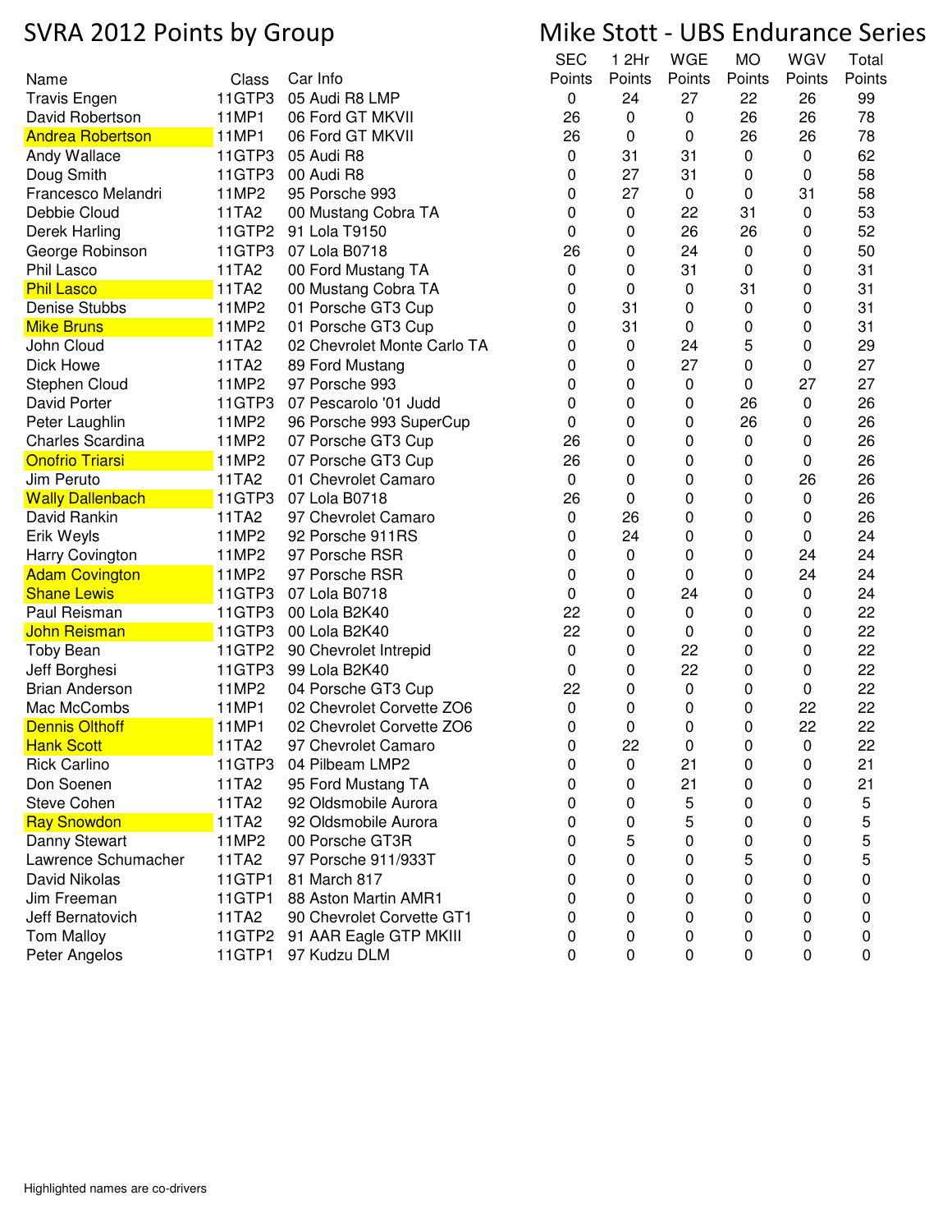# SVRA 2012 Points by Group

# Mike Stott - UBS Endurance Series

| Name | Class | Car Info | SEC Points | 1 2Hr Points | WGE Points | MO Points | WGV Points | Total Points |
|---|---|---|---|---|---|---|---|---|
| Travis Engen | 11GTP3 | 05 Audi R8 LMP | 0 | 24 | 27 | 22 | 26 | 99 |
| David Robertson | 11MP1 | 06 Ford GT MKVII | 26 | 0 | 0 | 26 | 26 | 78 |
| Andrea Robertson | 11MP1 | 06 Ford GT MKVII | 26 | 0 | 0 | 26 | 26 | 78 |
| Andy Wallace | 11GTP3 | 05 Audi R8 | 0 | 31 | 31 | 0 | 0 | 62 |
| Doug Smith | 11GTP3 | 00 Audi R8 | 0 | 27 | 31 | 0 | 0 | 58 |
| Francesco Melandri | 11MP2 | 95 Porsche 993 | 0 | 27 | 0 | 0 | 31 | 58 |
| Debbie Cloud | 11TA2 | 00 Mustang Cobra TA | 0 | 0 | 22 | 31 | 0 | 53 |
| Derek Harling | 11GTP2 | 91 Lola T9150 | 0 | 0 | 26 | 26 | 0 | 52 |
| George Robinson | 11GTP3 | 07 Lola B0718 | 26 | 0 | 24 | 0 | 0 | 50 |
| Phil Lasco | 11TA2 | 00 Ford Mustang TA | 0 | 0 | 31 | 0 | 0 | 31 |
| Phil Lasco | 11TA2 | 00 Mustang Cobra TA | 0 | 0 | 0 | 31 | 0 | 31 |
| Denise Stubbs | 11MP2 | 01 Porsche GT3 Cup | 0 | 31 | 0 | 0 | 0 | 31 |
| Mike Bruns | 11MP2 | 01 Porsche GT3 Cup | 0 | 31 | 0 | 0 | 0 | 31 |
| John Cloud | 11TA2 | 02 Chevrolet Monte Carlo TA | 0 | 0 | 24 | 5 | 0 | 29 |
| Dick Howe | 11TA2 | 89 Ford Mustang | 0 | 0 | 27 | 0 | 0 | 27 |
| Stephen Cloud | 11MP2 | 97 Porsche 993 | 0 | 0 | 0 | 0 | 27 | 27 |
| David Porter | 11GTP3 | 07 Pescarolo '01 Judd | 0 | 0 | 0 | 26 | 0 | 26 |
| Peter Laughlin | 11MP2 | 96 Porsche 993 SuperCup | 0 | 0 | 0 | 26 | 0 | 26 |
| Charles Scardina | 11MP2 | 07 Porsche GT3 Cup | 26 | 0 | 0 | 0 | 0 | 26 |
| Onofrio Triarsi | 11MP2 | 07 Porsche GT3 Cup | 26 | 0 | 0 | 0 | 0 | 26 |
| Jim Peruto | 11TA2 | 01 Chevrolet Camaro | 0 | 0 | 0 | 0 | 26 | 26 |
| Wally Dallenbach | 11GTP3 | 07 Lola B0718 | 26 | 0 | 0 | 0 | 0 | 26 |
| David Rankin | 11TA2 | 97 Chevrolet Camaro | 0 | 26 | 0 | 0 | 0 | 26 |
| Erik Weyls | 11MP2 | 92 Porsche 911RS | 0 | 24 | 0 | 0 | 0 | 24 |
| Harry Covington | 11MP2 | 97 Porsche RSR | 0 | 0 | 0 | 0 | 24 | 24 |
| Adam Covington | 11MP2 | 97 Porsche RSR | 0 | 0 | 0 | 0 | 24 | 24 |
| Shane Lewis | 11GTP3 | 07 Lola B0718 | 0 | 0 | 24 | 0 | 0 | 24 |
| Paul Reisman | 11GTP3 | 00 Lola B2K40 | 22 | 0 | 0 | 0 | 0 | 22 |
| John Reisman | 11GTP3 | 00 Lola B2K40 | 22 | 0 | 0 | 0 | 0 | 22 |
| Toby Bean | 11GTP2 | 90 Chevrolet Intrepid | 0 | 0 | 22 | 0 | 0 | 22 |
| Jeff Borghesi | 11GTP3 | 99 Lola B2K40 | 0 | 0 | 22 | 0 | 0 | 22 |
| Brian Anderson | 11MP2 | 04 Porsche GT3 Cup | 22 | 0 | 0 | 0 | 0 | 22 |
| Mac McCombs | 11MP1 | 02 Chevrolet Corvette ZO6 | 0 | 0 | 0 | 0 | 22 | 22 |
| Dennis Olthoff | 11MP1 | 02 Chevrolet Corvette ZO6 | 0 | 0 | 0 | 0 | 22 | 22 |
| Hank Scott | 11TA2 | 97 Chevrolet Camaro | 0 | 22 | 0 | 0 | 0 | 22 |
| Rick Carlino | 11GTP3 | 04 Pilbeam LMP2 | 0 | 0 | 21 | 0 | 0 | 21 |
| Don Soenen | 11TA2 | 95 Ford Mustang TA | 0 | 0 | 21 | 0 | 0 | 21 |
| Steve Cohen | 11TA2 | 92 Oldsmobile Aurora | 0 | 0 | 5 | 0 | 0 | 5 |
| Ray Snowdon | 11TA2 | 92 Oldsmobile Aurora | 0 | 0 | 5 | 0 | 0 | 5 |
| Danny Stewart | 11MP2 | 00 Porsche GT3R | 0 | 5 | 0 | 0 | 0 | 5 |
| Lawrence Schumacher | 11TA2 | 97 Porsche 911/933T | 0 | 0 | 0 | 5 | 0 | 5 |
| David Nikolas | 11GTP1 | 81 March 817 | 0 | 0 | 0 | 0 | 0 | 0 |
| Jim Freeman | 11GTP1 | 88 Aston Martin AMR1 | 0 | 0 | 0 | 0 | 0 | 0 |
| Jeff Bernatovich | 11TA2 | 90 Chevrolet Corvette GT1 | 0 | 0 | 0 | 0 | 0 | 0 |
| Tom Malloy | 11GTP2 | 91 AAR Eagle GTP MKIII | 0 | 0 | 0 | 0 | 0 | 0 |
| Peter Angelos | 11GTP1 | 97 Kudzu DLM | 0 | 0 | 0 | 0 | 0 | 0 |

Highlighted names are co-drivers